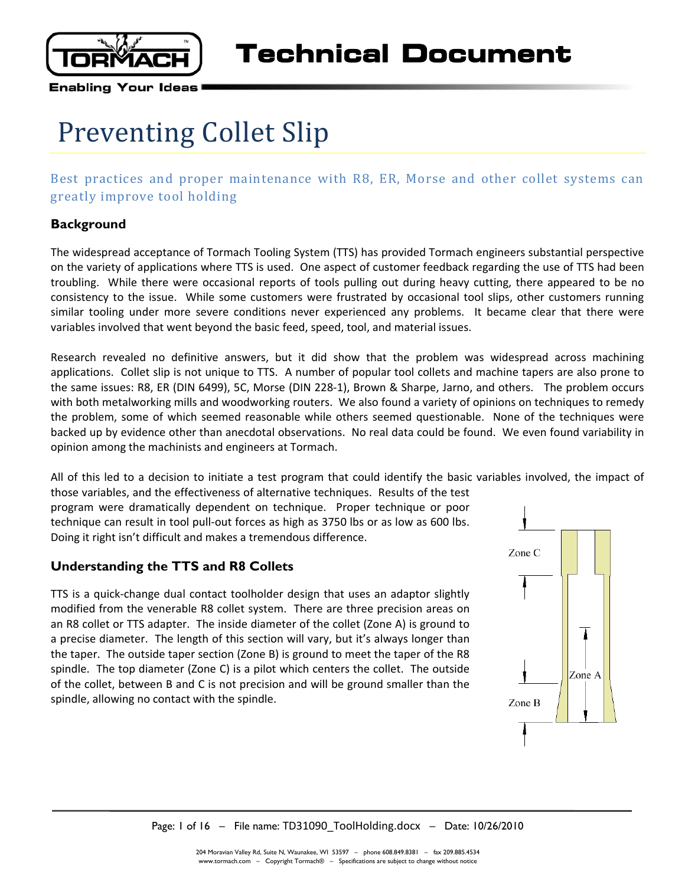# Preventing Collet Slip

Best practices and proper maintenance with R8, ER, Morse and other collet systems can greatly improve tool holding

## Background

The widespread acceptance of Tormach Tooling System (TTS) has provided Tormach engineers substantial perspective on the variety of applications where TTS is used. One aspect of customer feedback regarding the use of TTS had been troubling. While there were occasional reports of tools pulling out during heavy cutting, there appeared to be no consistency to the issue. While some customers were frustrated by occasional tool slips, other customers running similar tooling under more severe conditions never experienced any problems. It became clear that there were variables involved that went beyond the basic feed, speed, tool, and material issues.

Research revealed no definitive answers, but it did show that the problem was widespread across machining applications. Collet slip is not unique to TTS. A number of popular tool collets and machine tapers are also prone to the same issues: R8, ER (DIN 6499), 5C, Morse (DIN 228-1), Brown & Sharpe, Jarno, and others. The problem occurs with both metalworking mills and woodworking routers. We also found a variety of opinions on techniques to remedy the problem, some of which seemed reasonable while others seemed questionable. None of the techniques were backed up by evidence other than anecdotal observations. No real data could be found. We even found variability in opinion among the machinists and engineers at Tormach.

All of this led to a decision to initiate a test program that could identify the basic variables involved, the impact of those variables, and the effectiveness of alternative techniques. Results of the test program were dramatically dependent on technique. Proper technique or poor technique can result in tool pull-out forces as high as 3750 lbs or as low as 600 lbs. Doing it right isn't difficult and makes a tremendous difference.

## Understanding the TTS and R8 Collets

TTS is a quick-change dual contact toolholder design that uses an adaptor slightly modified from the venerable R8 collet system. There are three precision areas on an R8 collet or TTS adapter. The inside diameter of the collet (Zone A) is ground to a precise diameter. The length of this section will vary, but it's always longer than the taper. The outside taper section (Zone B) is ground to meet the taper of the R8 spindle. The top diameter (Zone C) is a pilot which centers the collet. The outside of the collet, between B and C is not precision and will be ground smaller than the spindle, allowing no contact with the spindle.

Zone C

Zone A

Zone B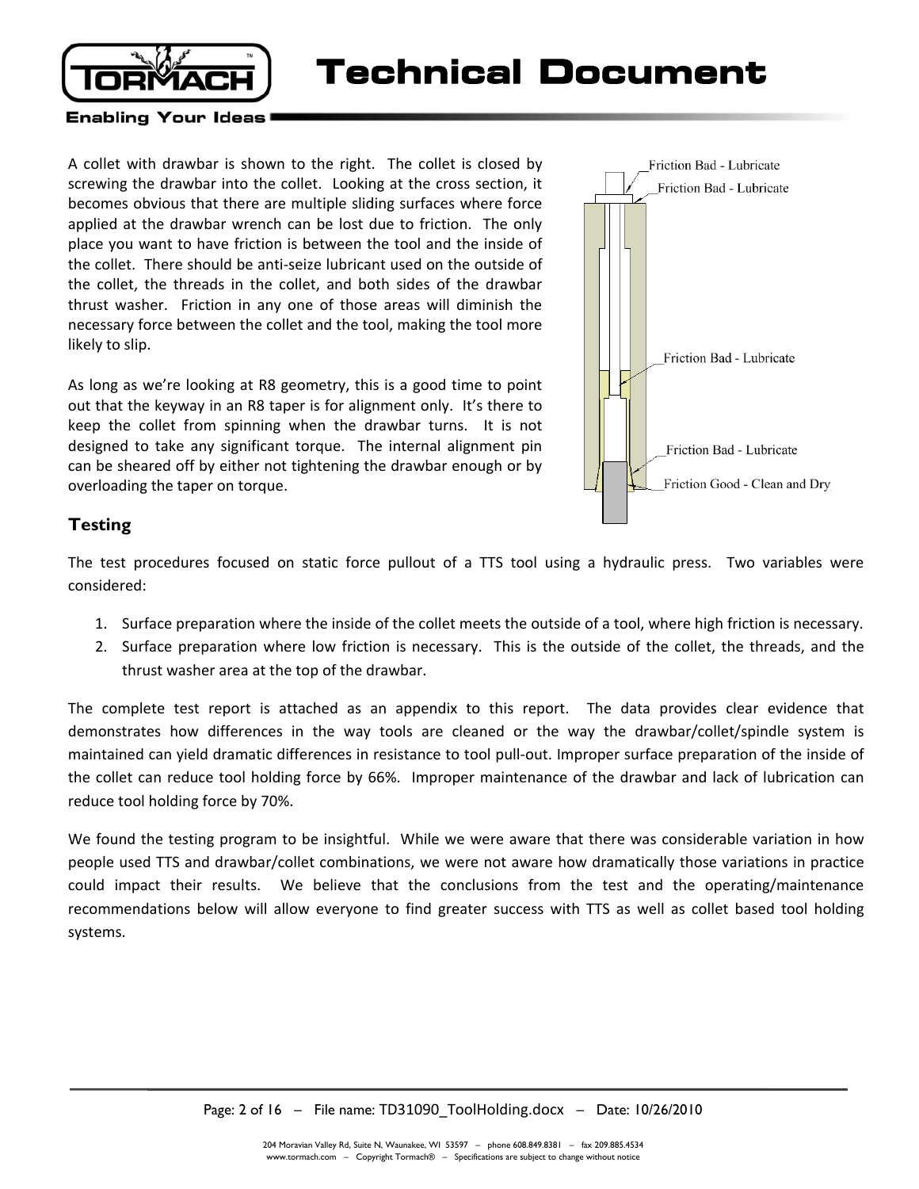A collet with drawbar is shown to the right. The collet is closed by screwing the drawbar into the collet. Looking at the cross section, it becomes obvious that there are multiple sliding surfaces where force applied at the drawbar wrench can be lost due to friction. The only place you want to have friction is between the tool and the inside of the collet. There should be anti-seize lubricant used on the outside of the collet, the threads in the collet, and both sides of the drawbar thrust washer. Friction in any one of those areas will diminish the necessary force between the collet and the tool, making the tool more likely to slip.

Friction Bad - Lubricate

Friction Bad - Lubricate

Friction Bad - Lubricate

Friction Bad - Lubricate

Friction Good - Clean and Dry

As long as we're looking at R8 geometry, this is a good time to point out that the keyway in an R8 taper is for alignment only. It's there to keep the collet from spinning when the drawbar turns. It is not designed to take any significant torque. The internal alignment pin can be sheared off by either not tightening the drawbar enough or by overloading the taper on torque.

## Testing

The test procedures focused on static force pullout of a TTS tool using a hydraulic press. Two variables were considered:

1. Surface preparation where the inside of the collet meets the outside of a tool, where high friction is necessary.
2. Surface preparation where low friction is necessary. This is the outside of the collet, the threads, and the thrust washer area at the top of the drawbar.

The complete test report is attached as an appendix to this report. The data provides clear evidence that demonstrates how differences in the way tools are cleaned or the way the drawbar/collet/spindle system is maintained can yield dramatic differences in resistance to tool pull-out. Improper surface preparation of the inside of the collet can reduce tool holding force by 66%. Improper maintenance of the drawbar and lack of lubrication can reduce tool holding force by 70%.

We found the testing program to be insightful. While we were aware that there was considerable variation in how people used TTS and drawbar/collet combinations, we were not aware how dramatically those variations in practice could impact their results. We believe that the conclusions from the test and the operating/maintenance recommendations below will allow everyone to find greater success with TTS as well as collet based tool holding systems.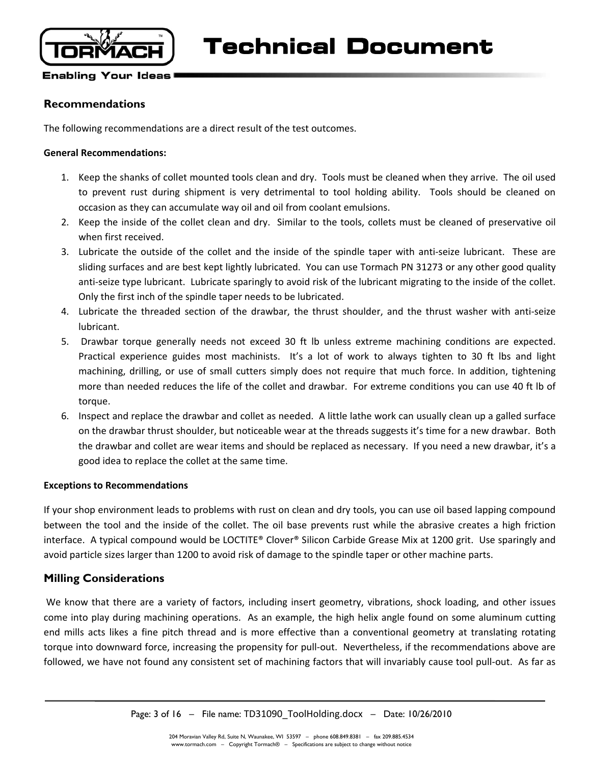## Recommendations

The following recommendations are a direct result of the test outcomes.

**General Recommendations:**

1. Keep the shanks of collet mounted tools clean and dry. Tools must be cleaned when they arrive. The oil used to prevent rust during shipment is very detrimental to tool holding ability. Tools should be cleaned on occasion as they can accumulate way oil and oil from coolant emulsions.
2. Keep the inside of the collet clean and dry. Similar to the tools, collets must be cleaned of preservative oil when first received.
3. Lubricate the outside of the collet and the inside of the spindle taper with anti-seize lubricant. These are sliding surfaces and are best kept lightly lubricated. You can use Tormach PN 31273 or any other good quality anti-seize type lubricant. Lubricate sparingly to avoid risk of the lubricant migrating to the inside of the collet. Only the first inch of the spindle taper needs to be lubricated.
4. Lubricate the threaded section of the drawbar, the thrust shoulder, and the thrust washer with anti-seize lubricant.
5. Drawbar torque generally needs not exceed 30 ft lb unless extreme machining conditions are expected. Practical experience guides most machinists. It's a lot of work to always tighten to 30 ft lbs and light machining, drilling, or use of small cutters simply does not require that much force. In addition, tightening more than needed reduces the life of the collet and drawbar. For extreme conditions you can use 40 ft lb of torque.
6. Inspect and replace the drawbar and collet as needed. A little lathe work can usually clean up a galled surface on the drawbar thrust shoulder, but noticeable wear at the threads suggests it's time for a new drawbar. Both the drawbar and collet are wear items and should be replaced as necessary. If you need a new drawbar, it's a good idea to replace the collet at the same time.

**Exceptions to Recommendations**

If your shop environment leads to problems with rust on clean and dry tools, you can use oil based lapping compound between the tool and the inside of the collet. The oil base prevents rust while the abrasive creates a high friction interface. A typical compound would be LOCTITE® Clover® Silicon Carbide Grease Mix at 1200 grit. Use sparingly and avoid particle sizes larger than 1200 to avoid risk of damage to the spindle taper or other machine parts.

## Milling Considerations

We know that there are a variety of factors, including insert geometry, vibrations, shock loading, and other issues come into play during machining operations. As an example, the high helix angle found on some aluminum cutting end mills acts likes a fine pitch thread and is more effective than a conventional geometry at translating rotating torque into downward force, increasing the propensity for pull-out. Nevertheless, if the recommendations above are followed, we have not found any consistent set of machining factors that will invariably cause tool pull-out. As far as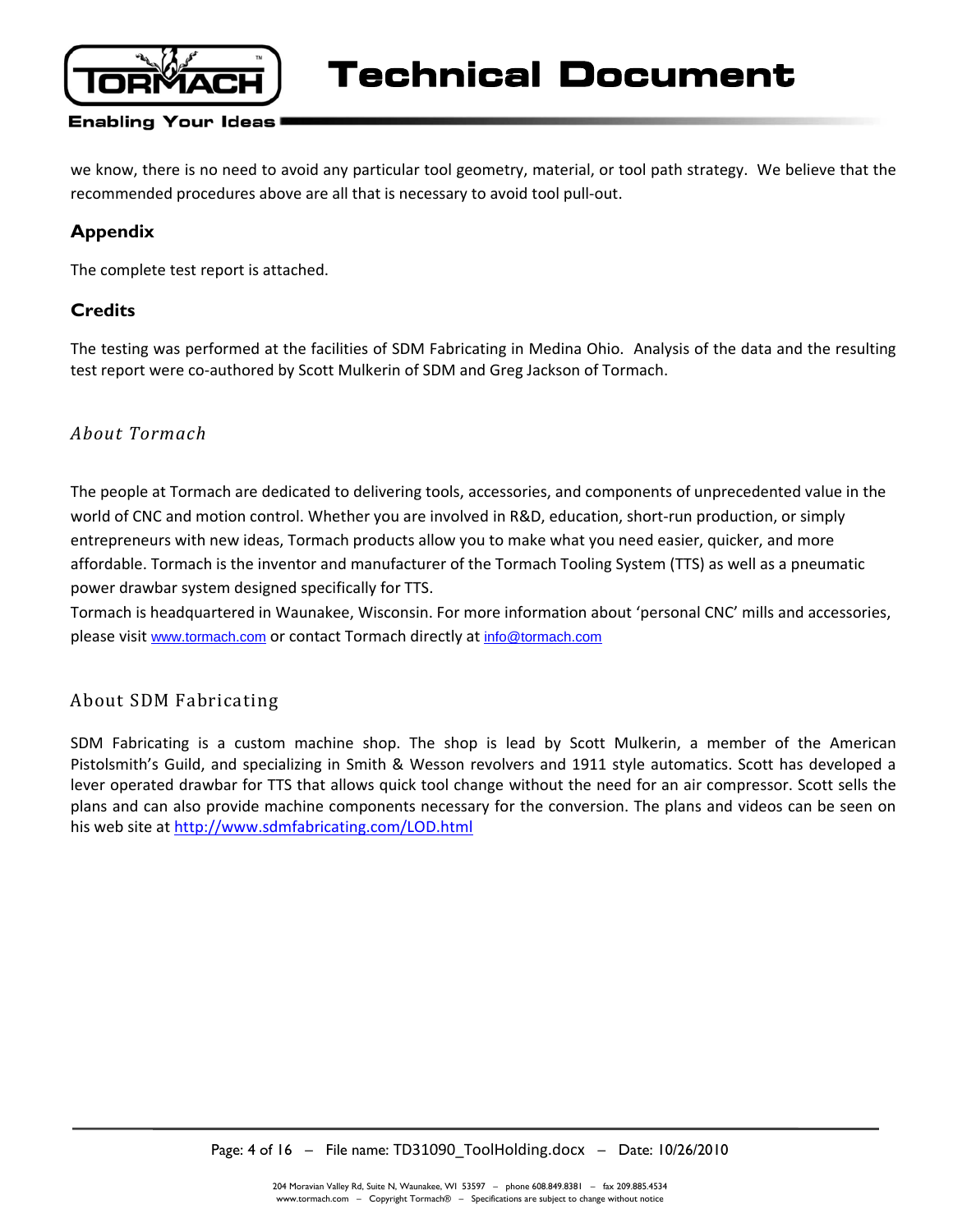we know, there is no need to avoid any particular tool geometry, material, or tool path strategy.  We believe that the recommended procedures above are all that is necessary to avoid tool pull-out.

## Appendix

The complete test report is attached.

## Credits

The testing was performed at the facilities of SDM Fabricating in Medina Ohio.  Analysis of the data and the resulting test report were co-authored by Scott Mulkerin of SDM and Greg Jackson of Tormach.

### *About Tormach*

The people at Tormach are dedicated to delivering tools, accessories, and components of unprecedented value in the world of CNC and motion control. Whether you are involved in R&D, education, short-run production, or simply entrepreneurs with new ideas, Tormach products allow you to make what you need easier, quicker, and more affordable. Tormach is the inventor and manufacturer of the Tormach Tooling System (TTS) as well as a pneumatic power drawbar system designed specifically for TTS.

Tormach is headquartered in Waunakee, Wisconsin. For more information about 'personal CNC' mills and accessories, please visit www.tormach.com or contact Tormach directly at info@tormach.com

### About SDM Fabricating

SDM Fabricating is a custom machine shop. The shop is lead by Scott Mulkerin, a member of the American Pistolsmith's Guild, and specializing in Smith & Wesson revolvers and 1911 style automatics. Scott has developed a lever operated drawbar for TTS that allows quick tool change without the need for an air compressor. Scott sells the plans and can also provide machine components necessary for the conversion. The plans and videos can be seen on his web site at http://www.sdmfabricating.com/LOD.html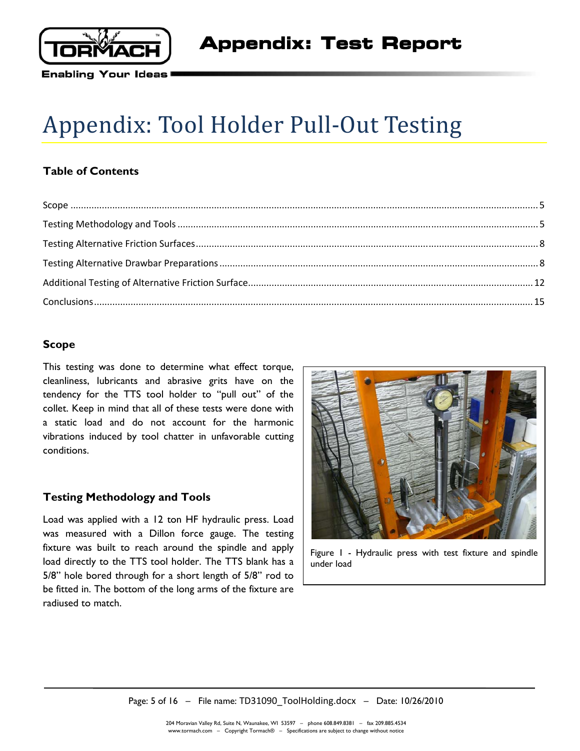# Appendix: Tool Holder Pull-Out Testing

### Table of Contents

Scope ........................................................................................ 5

Testing Methodology and Tools ........................................................................................ 5

Testing Alternative Friction Surfaces ........................................................................................ 8

Testing Alternative Drawbar Preparations ........................................................................................ 8

Additional Testing of Alternative Friction Surface ........................................................................................ 12

Conclusions ........................................................................................ 15

### Scope

This testing was done to determine what effect torque, cleanliness, lubricants and abrasive grits have on the tendency for the TTS tool holder to "pull out" of the collet. Keep in mind that all of these tests were done with a static load and do not account for the harmonic vibrations induced by tool chatter in unfavorable cutting conditions.

### Testing Methodology and Tools

Load was applied with a 12 ton HF hydraulic press. Load was measured with a Dillon force gauge. The testing fixture was built to reach around the spindle and apply load directly to the TTS tool holder. The TTS blank has a 5/8" hole bored through for a short length of 5/8" rod to be fitted in. The bottom of the long arms of the fixture are radiused to match.

Figure 1 - Hydraulic press with test fixture and spindle under load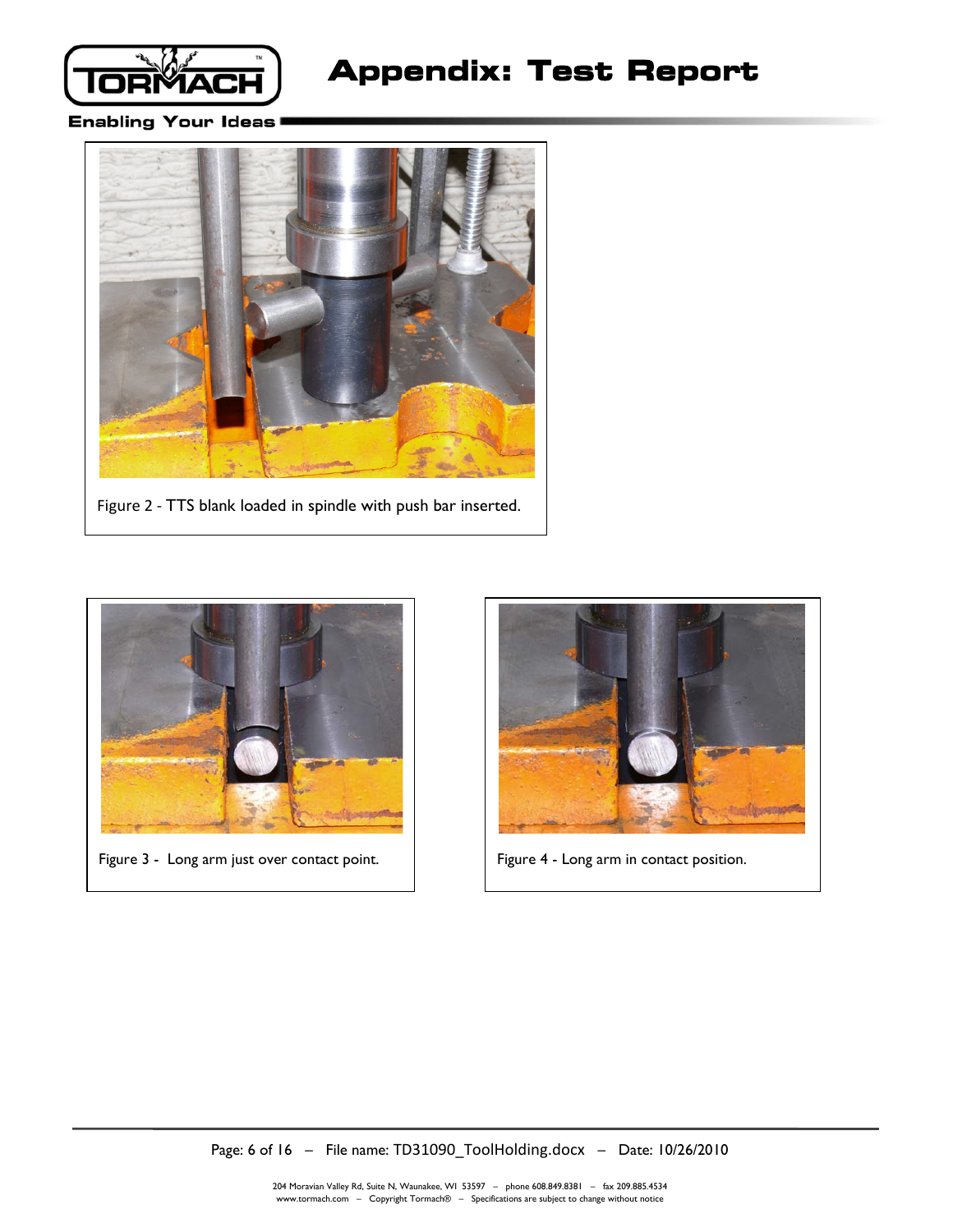Figure 2 - TTS blank loaded in spindle with push bar inserted.

Figure 3 - Long arm just over contact point.

Figure 4 - Long arm in contact position.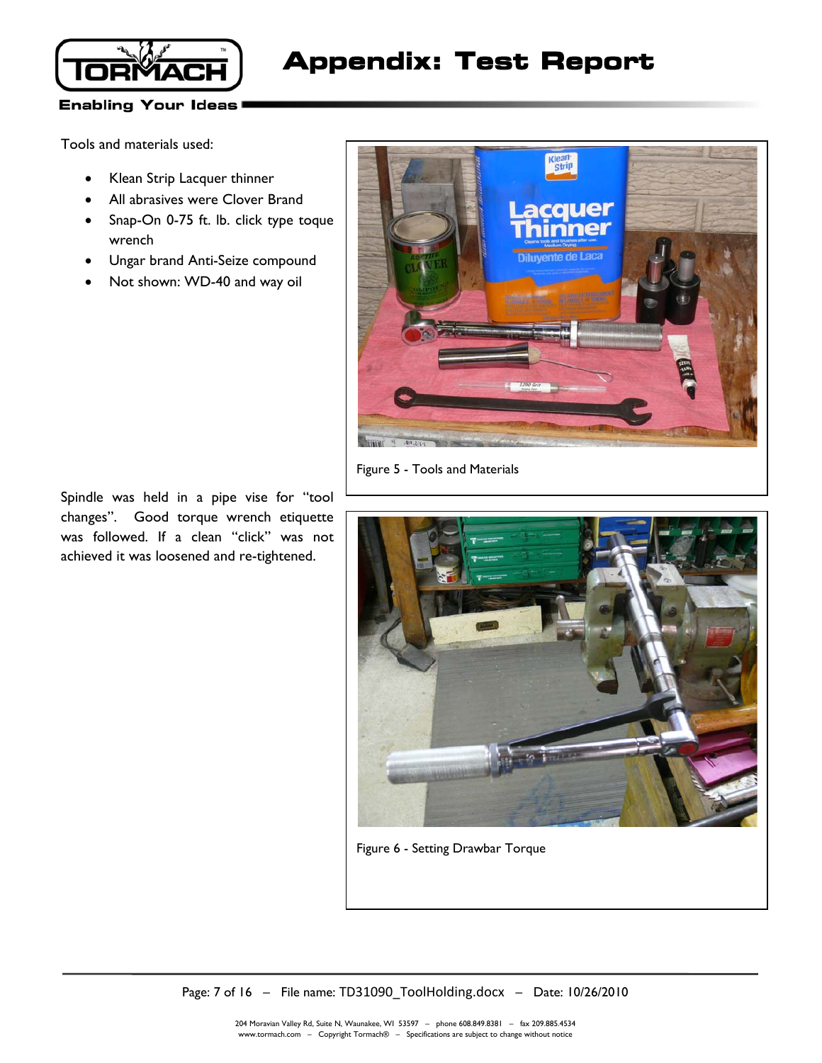Tools and materials used:

- Klean Strip Lacquer thinner
- All abrasives were Clover Brand
- Snap-On 0-75 ft. lb. click type toque wrench
- Ungar brand Anti-Seize compound
- Not shown: WD-40 and way oil

Figure 5 - Tools and Materials

Spindle was held in a pipe vise for “tool changes”. Good torque wrench etiquette was followed. If a clean “click” was not achieved it was loosened and re-tightened.

Figure 6 - Setting Drawbar Torque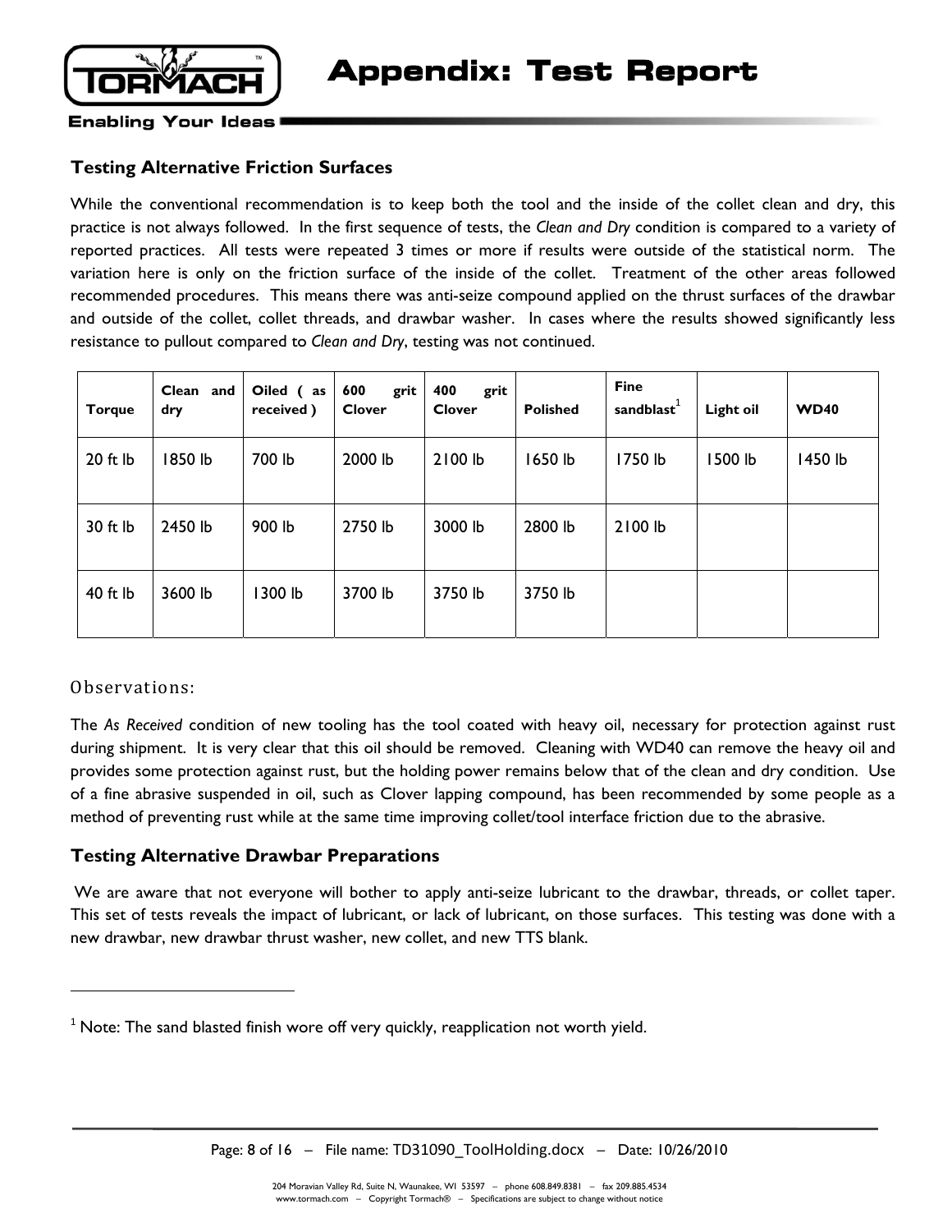## Testing Alternative Friction Surfaces

While the conventional recommendation is to keep both the tool and the inside of the collet clean and dry, this practice is not always followed. In the first sequence of tests, the *Clean and Dry* condition is compared to a variety of reported practices. All tests were repeated 3 times or more if results were outside of the statistical norm. The variation here is only on the friction surface of the inside of the collet. Treatment of the other areas followed recommended procedures. This means there was anti-seize compound applied on the thrust surfaces of the drawbar and outside of the collet, collet threads, and drawbar washer. In cases where the results showed significantly less resistance to pullout compared to *Clean and Dry*, testing was not continued.

| **Torque** | **Clean and dry** | **Oiled ( as received )** | **600 grit Clover** | **400 grit Clover** | **Polished** | **Fine sandblast**[1] | **Light oil** | **WD40** |
|---|---|---|---|---|---|---|---|---|
| 20 ft lb | 1850 lb | 700 lb | 2000 lb | 2100 lb | 1650 lb | 1750 lb | 1500 lb | 1450 lb |
| 30 ft lb | 2450 lb | 900 lb | 2750 lb | 3000 lb | 2800 lb | 2100 lb | | |
| 40 ft lb | 3600 lb | 1300 lb | 3700 lb | 3750 lb | 3750 lb | | | |

### Observations:

The *As Received* condition of new tooling has the tool coated with heavy oil, necessary for protection against rust during shipment. It is very clear that this oil should be removed. Cleaning with WD40 can remove the heavy oil and provides some protection against rust, but the holding power remains below that of the clean and dry condition. Use of a fine abrasive suspended in oil, such as Clover lapping compound, has been recommended by some people as a method of preventing rust while at the same time improving collet/tool interface friction due to the abrasive.

## Testing Alternative Drawbar Preparations

We are aware that not everyone will bother to apply anti-seize lubricant to the drawbar, threads, or collet taper. This set of tests reveals the impact of lubricant, or lack of lubricant, on those surfaces. This testing was done with a new drawbar, new drawbar thrust washer, new collet, and new TTS blank.

---

[1] Note: The sand blasted finish wore off very quickly, reapplication not worth yield.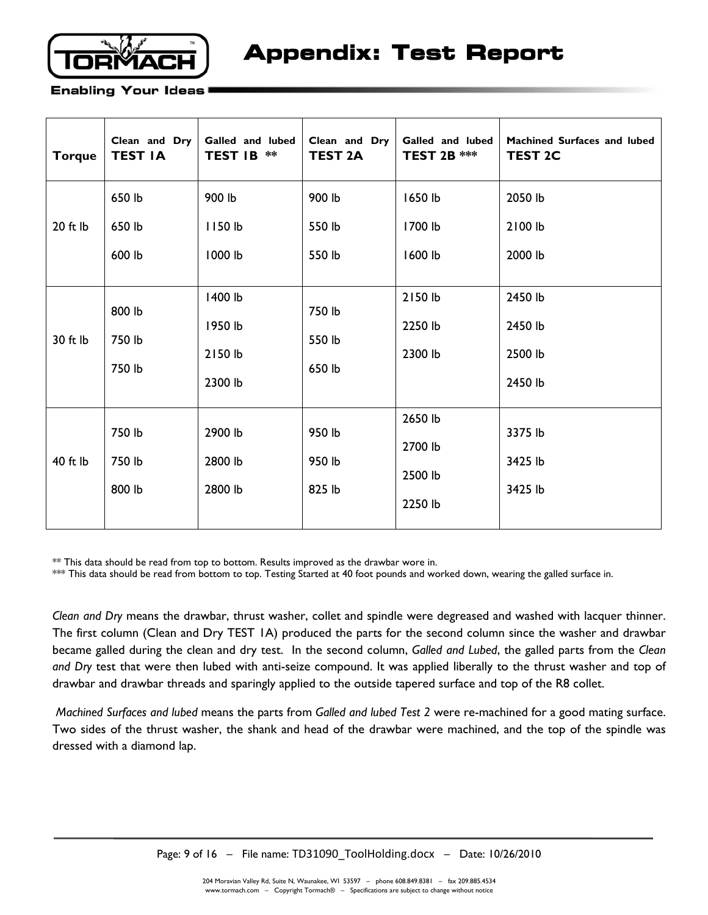# Appendix: Test Report

| Torque | Clean and Dry TEST 1A | Galled and lubed TEST 1B ** | Clean and Dry TEST 2A | Galled and lubed TEST 2B *** | Machined Surfaces and lubed TEST 2C |
|---|---|---|---|---|---|
| 20 ft lb | 650 lb<br>650 lb<br>600 lb | 900 lb<br>1150 lb<br>1000 lb | 900 lb<br>550 lb<br>550 lb | 1650 lb<br>1700 lb<br>1600 lb | 2050 lb<br>2100 lb<br>2000 lb |
| 30 ft lb | 800 lb<br>750 lb<br>750 lb | 1400 lb<br>1950 lb<br>2150 lb<br>2300 lb | 750 lb<br>550 lb<br>650 lb | 2150 lb<br>2250 lb<br>2300 lb | 2450 lb<br>2450 lb<br>2500 lb<br>2450 lb |
| 40 ft lb | 750 lb<br>750 lb<br>800 lb | 2900 lb<br>2800 lb<br>2800 lb | 950 lb<br>950 lb<br>825 lb | 2650 lb<br>2700 lb<br>2500 lb<br>2250 lb | 3375 lb<br>3425 lb<br>3425 lb |

** This data should be read from top to bottom. Results improved as the drawbar wore in.
*** This data should be read from bottom to top. Testing Started at 40 foot pounds and worked down, wearing the galled surface in.

*Clean and Dry* means the drawbar, thrust washer, collet and spindle were degreased and washed with lacquer thinner. The first column (Clean and Dry TEST 1A) produced the parts for the second column since the washer and drawbar became galled during the clean and dry test. In the second column, *Galled and Lubed*, the galled parts from the *Clean and Dry* test that were then lubed with anti-seize compound. It was applied liberally to the thrust washer and top of drawbar and drawbar threads and sparingly applied to the outside tapered surface and top of the R8 collet.

*Machined Surfaces and lubed* means the parts from *Galled and lubed Test 2* were re-machined for a good mating surface. Two sides of the thrust washer, the shank and head of the drawbar were machined, and the top of the spindle was dressed with a diamond lap.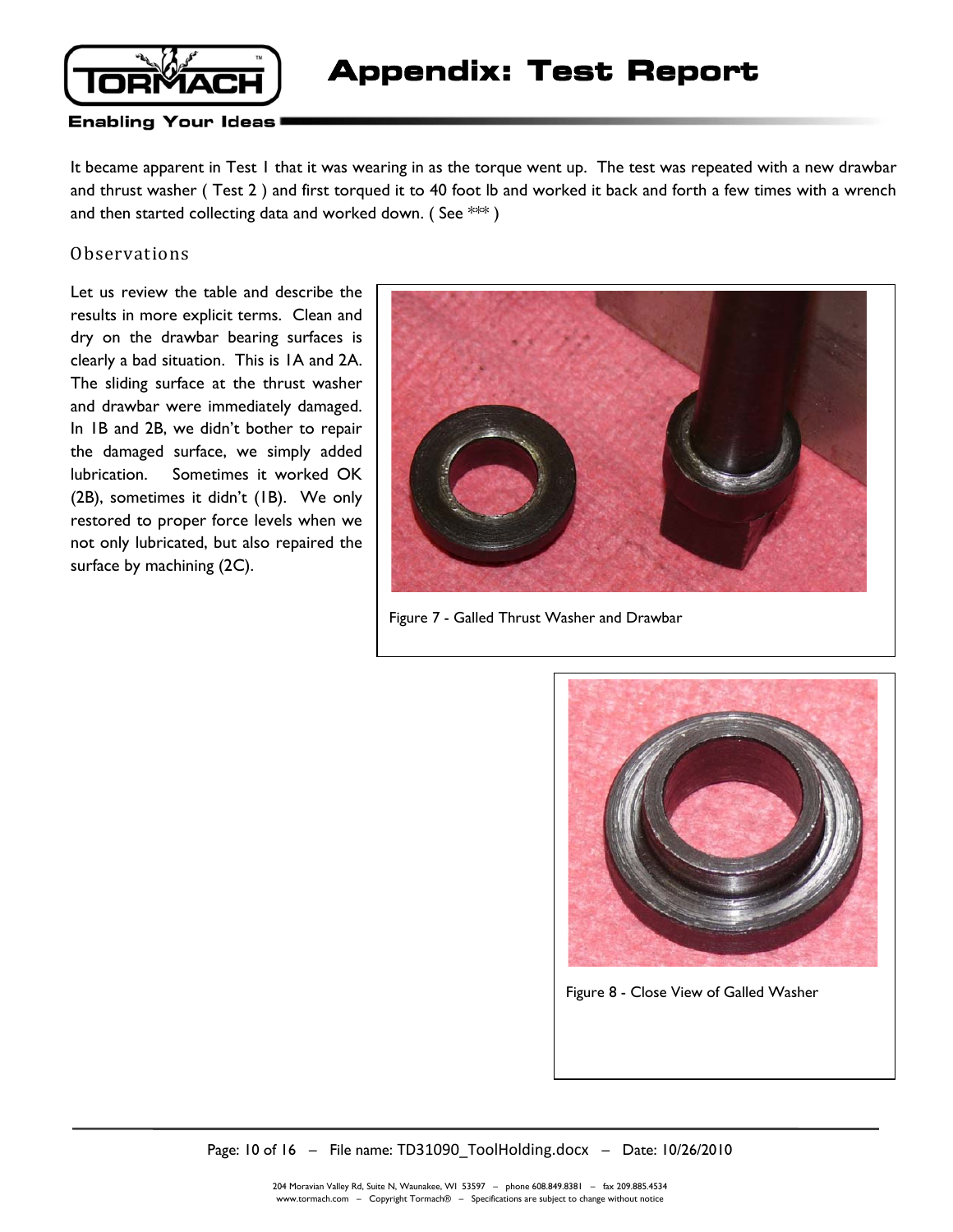It became apparent in Test 1 that it was wearing in as the torque went up. The test was repeated with a new drawbar and thrust washer ( Test 2 ) and first torqued it to 40 foot lb and worked it back and forth a few times with a wrench and then started collecting data and worked down. ( See *** )

## Observations

Let us review the table and describe the results in more explicit terms. Clean and dry on the drawbar bearing surfaces is clearly a bad situation. This is 1A and 2A. The sliding surface at the thrust washer and drawbar were immediately damaged. In 1B and 2B, we didn't bother to repair the damaged surface, we simply added lubrication. Sometimes it worked OK (2B), sometimes it didn't (1B). We only restored to proper force levels when we not only lubricated, but also repaired the surface by machining (2C).

Figure 7 - Galled Thrust Washer and Drawbar

Figure 8 - Close View of Galled Washer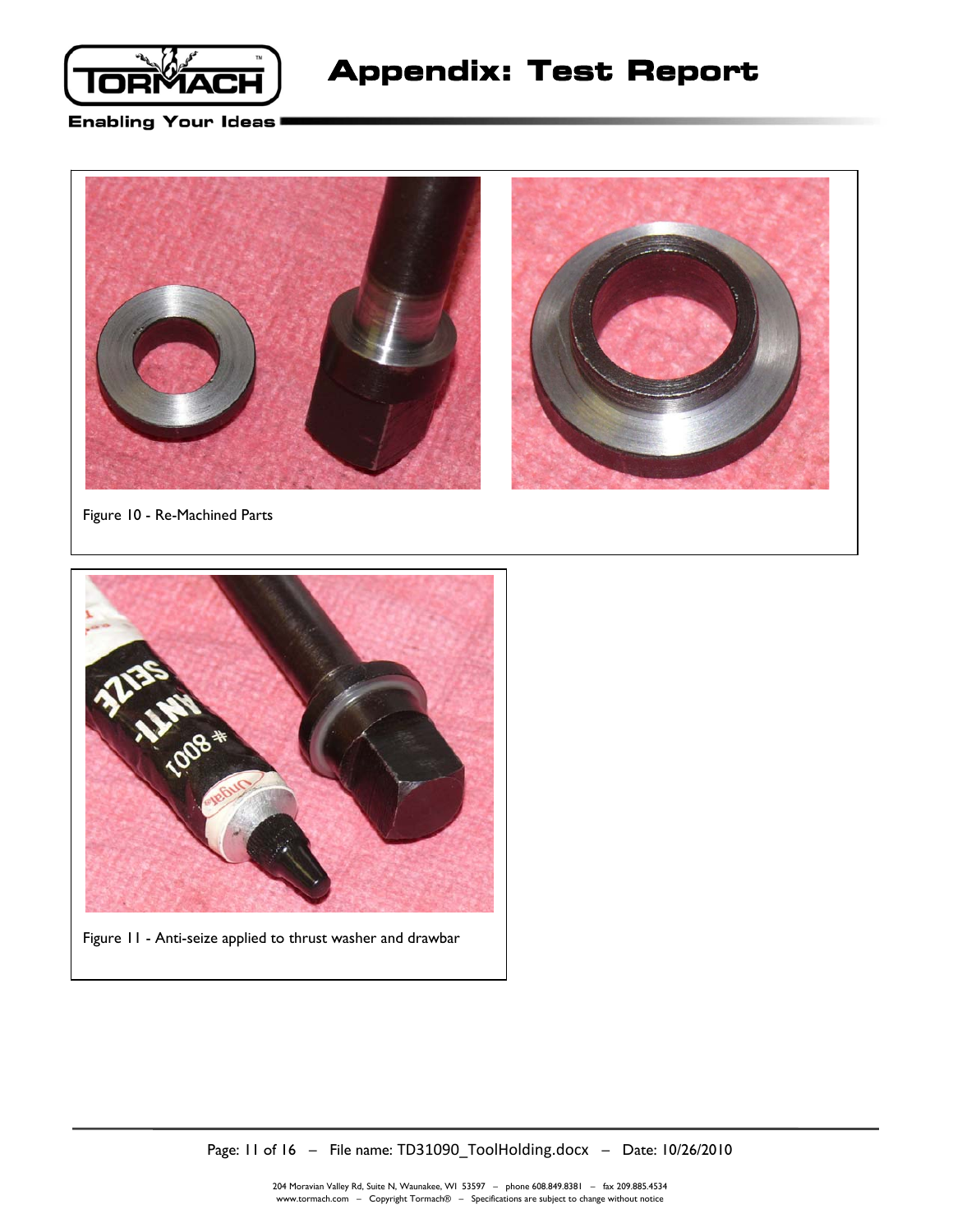Figure 10 - Re-Machined Parts

Figure 11 - Anti-seize applied to thrust washer and drawbar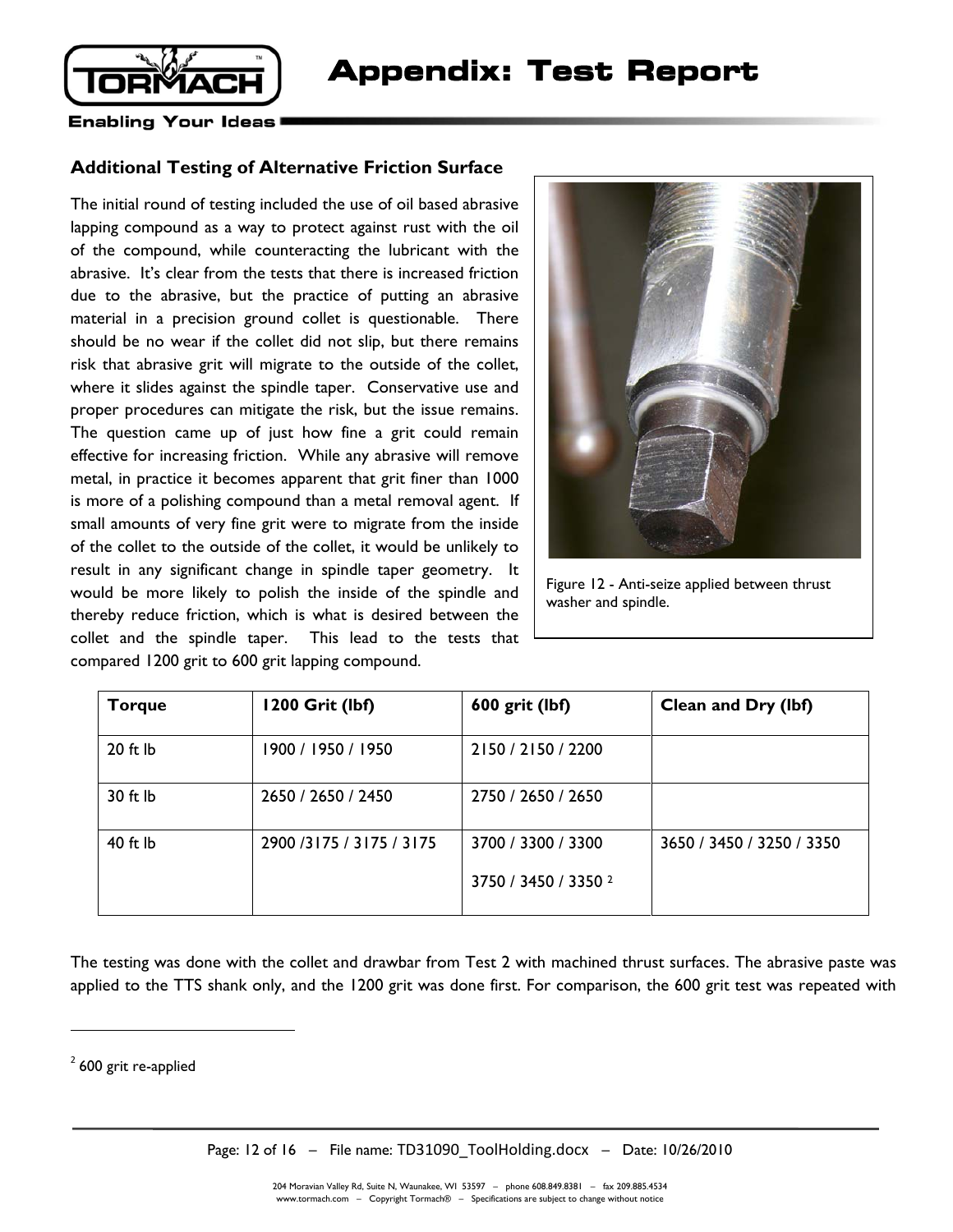## Additional Testing of Alternative Friction Surface

The initial round of testing included the use of oil based abrasive lapping compound as a way to protect against rust with the oil of the compound, while counteracting the lubricant with the abrasive. It's clear from the tests that there is increased friction due to the abrasive, but the practice of putting an abrasive material in a precision ground collet is questionable. There should be no wear if the collet did not slip, but there remains risk that abrasive grit will migrate to the outside of the collet, where it slides against the spindle taper. Conservative use and proper procedures can mitigate the risk, but the issue remains. The question came up of just how fine a grit could remain effective for increasing friction. While any abrasive will remove metal, in practice it becomes apparent that grit finer than 1000 is more of a polishing compound than a metal removal agent. If small amounts of very fine grit were to migrate from the inside of the collet to the outside of the collet, it would be unlikely to result in any significant change in spindle taper geometry. It would be more likely to polish the inside of the spindle and thereby reduce friction, which is what is desired between the collet and the spindle taper. This lead to the tests that compared 1200 grit to 600 grit lapping compound.

Figure 12 - Anti-seize applied between thrust washer and spindle.

| Torque | 1200 Grit (lbf) | 600 grit (lbf) | Clean and Dry (lbf) |
|---|---|---|---|
| 20 ft lb | 1900 / 1950 / 1950 | 2150 / 2150 / 2200 | |
| 30 ft lb | 2650 / 2650 / 2450 | 2750 / 2650 / 2650 | |
| 40 ft lb | 2900 /3175 / 3175 / 3175 | 3700 / 3300 / 3300<br>3750 / 3450 / 3350 [2] | 3650 / 3450 / 3250 / 3350 |

The testing was done with the collet and drawbar from Test 2 with machined thrust surfaces. The abrasive paste was applied to the TTS shank only, and the 1200 grit was done first. For comparison, the 600 grit test was repeated with

[2] 600 grit re-applied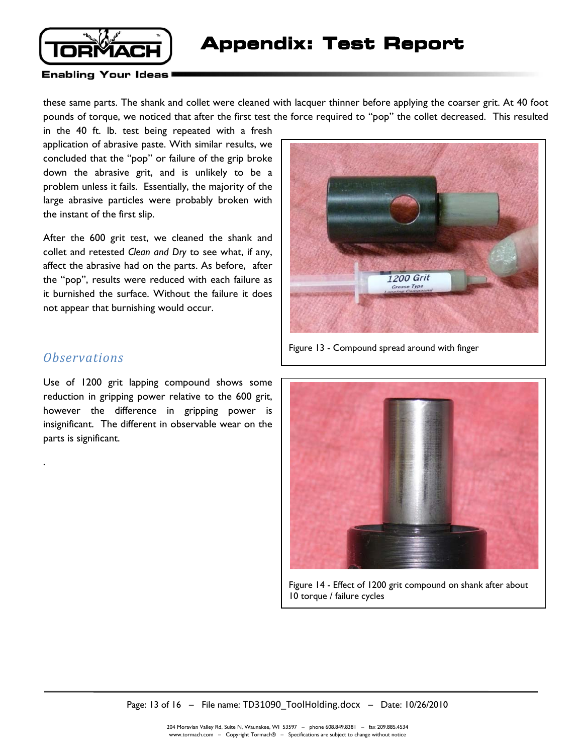these same parts. The shank and collet were cleaned with lacquer thinner before applying the coarser grit. At 40 foot pounds of torque, we noticed that after the first test the force required to "pop" the collet decreased. This resulted in the 40 ft. lb. test being repeated with a fresh application of abrasive paste. With similar results, we concluded that the "pop" or failure of the grip broke down the abrasive grit, and is unlikely to be a problem unless it fails. Essentially, the majority of the large abrasive particles were probably broken with the instant of the first slip.

After the 600 grit test, we cleaned the shank and collet and retested *Clean and Dry* to see what, if any, affect the abrasive had on the parts. As before, after the "pop", results were reduced with each failure as it burnished the surface. Without the failure it does not appear that burnishing would occur.

Figure 13 - Compound spread around with finger

## *Observations*

Use of 1200 grit lapping compound shows some reduction in gripping power relative to the 600 grit, however the difference in gripping power is insignificant. The different in observable wear on the parts is significant.

.

Figure 14 - Effect of 1200 grit compound on shank after about 10 torque / failure cycles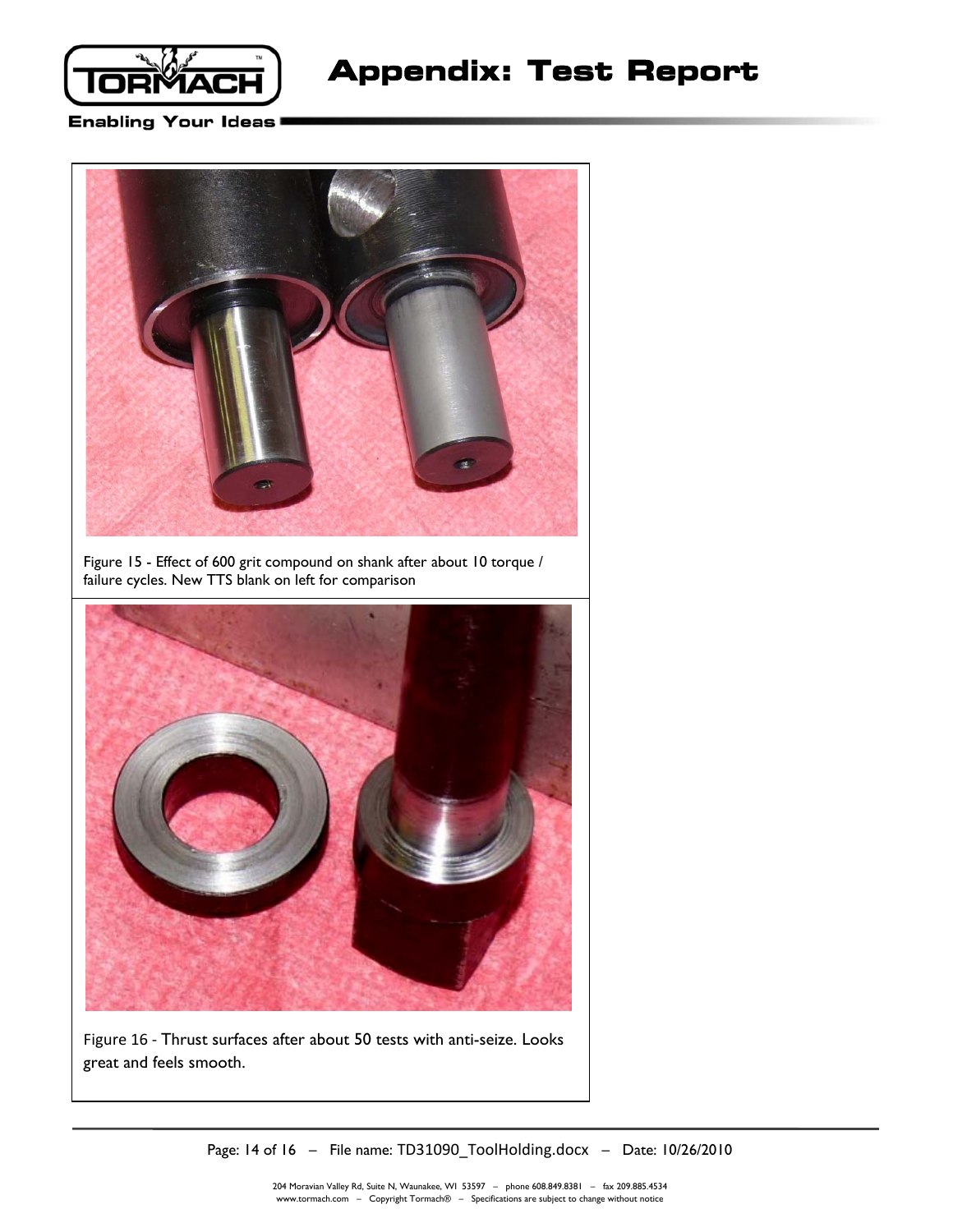Figure 15 - Effect of 600 grit compound on shank after about 10 torque / failure cycles. New TTS blank on left for comparison

Figure 16 - Thrust surfaces after about 50 tests with anti-seize. Looks great and feels smooth.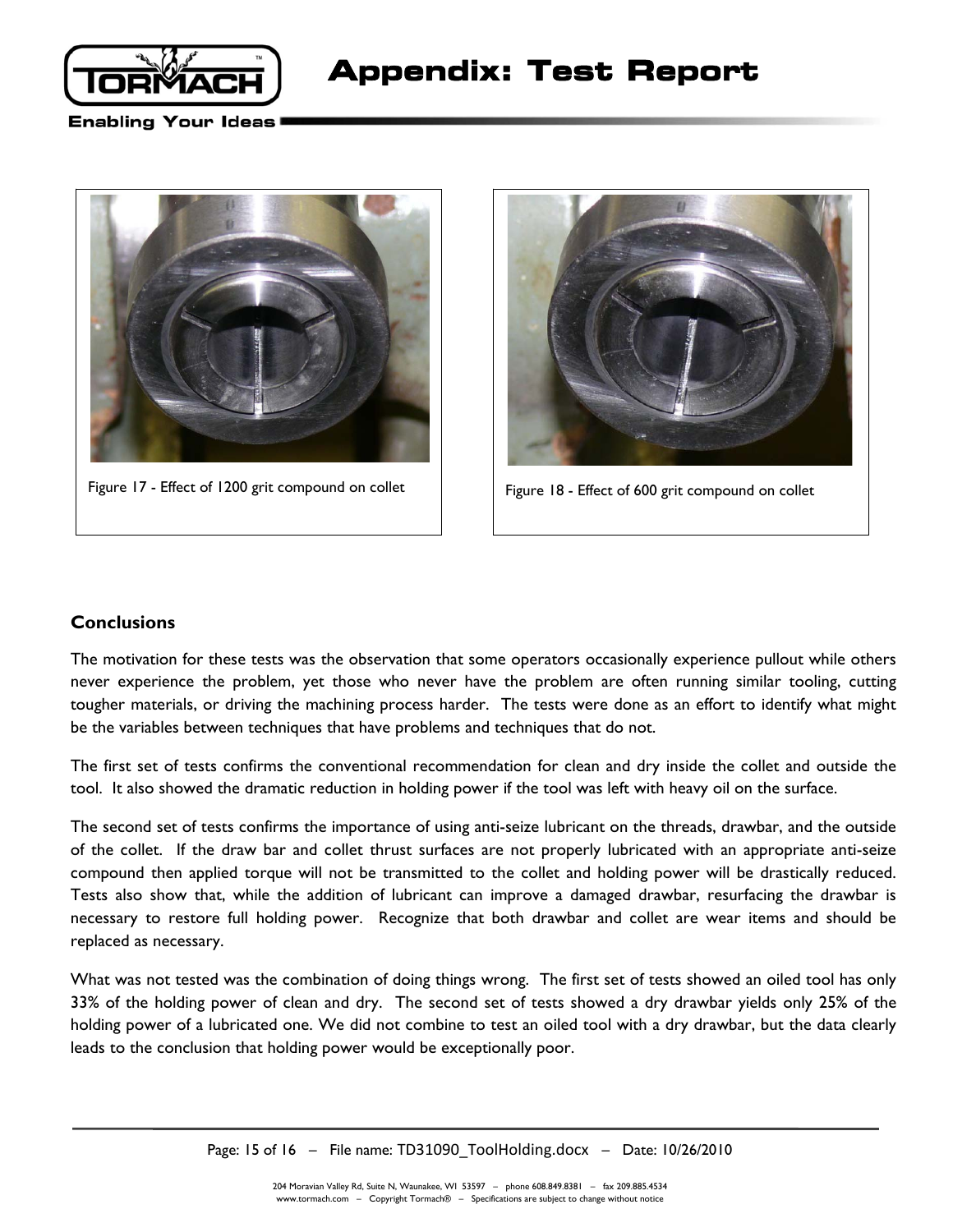Figure 17 - Effect of 1200 grit compound on collet

Figure 18 - Effect of 600 grit compound on collet

### Conclusions

The motivation for these tests was the observation that some operators occasionally experience pullout while others never experience the problem, yet those who never have the problem are often running similar tooling, cutting tougher materials, or driving the machining process harder. The tests were done as an effort to identify what might be the variables between techniques that have problems and techniques that do not.

The first set of tests confirms the conventional recommendation for clean and dry inside the collet and outside the tool. It also showed the dramatic reduction in holding power if the tool was left with heavy oil on the surface.

The second set of tests confirms the importance of using anti-seize lubricant on the threads, drawbar, and the outside of the collet. If the draw bar and collet thrust surfaces are not properly lubricated with an appropriate anti-seize compound then applied torque will not be transmitted to the collet and holding power will be drastically reduced. Tests also show that, while the addition of lubricant can improve a damaged drawbar, resurfacing the drawbar is necessary to restore full holding power. Recognize that both drawbar and collet are wear items and should be replaced as necessary.

What was not tested was the combination of doing things wrong. The first set of tests showed an oiled tool has only 33% of the holding power of clean and dry. The second set of tests showed a dry drawbar yields only 25% of the holding power of a lubricated one. We did not combine to test an oiled tool with a dry drawbar, but the data clearly leads to the conclusion that holding power would be exceptionally poor.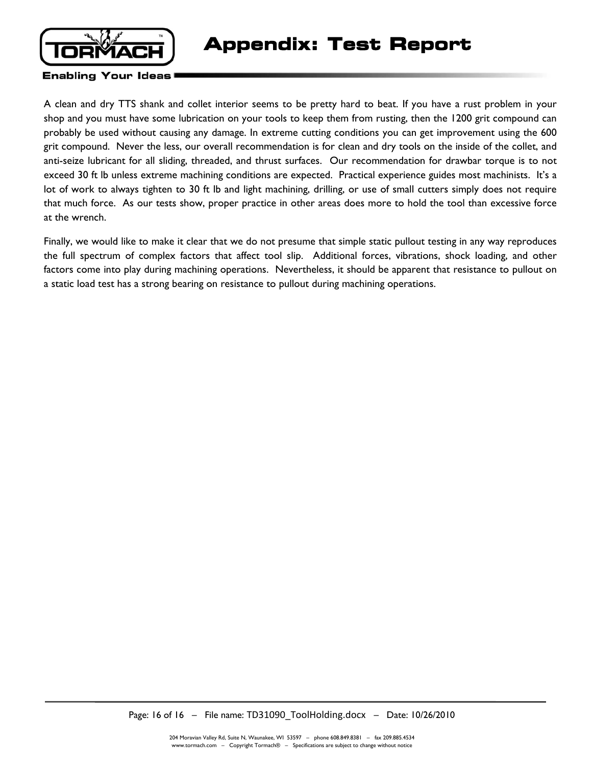A clean and dry TTS shank and collet interior seems to be pretty hard to beat. If you have a rust problem in your shop and you must have some lubrication on your tools to keep them from rusting, then the 1200 grit compound can probably be used without causing any damage. In extreme cutting conditions you can get improvement using the 600 grit compound. Never the less, our overall recommendation is for clean and dry tools on the inside of the collet, and anti-seize lubricant for all sliding, threaded, and thrust surfaces. Our recommendation for drawbar torque is to not exceed 30 ft lb unless extreme machining conditions are expected. Practical experience guides most machinists. It's a lot of work to always tighten to 30 ft lb and light machining, drilling, or use of small cutters simply does not require that much force. As our tests show, proper practice in other areas does more to hold the tool than excessive force at the wrench.

Finally, we would like to make it clear that we do not presume that simple static pullout testing in any way reproduces the full spectrum of complex factors that affect tool slip. Additional forces, vibrations, shock loading, and other factors come into play during machining operations. Nevertheless, it should be apparent that resistance to pullout on a static load test has a strong bearing on resistance to pullout during machining operations.